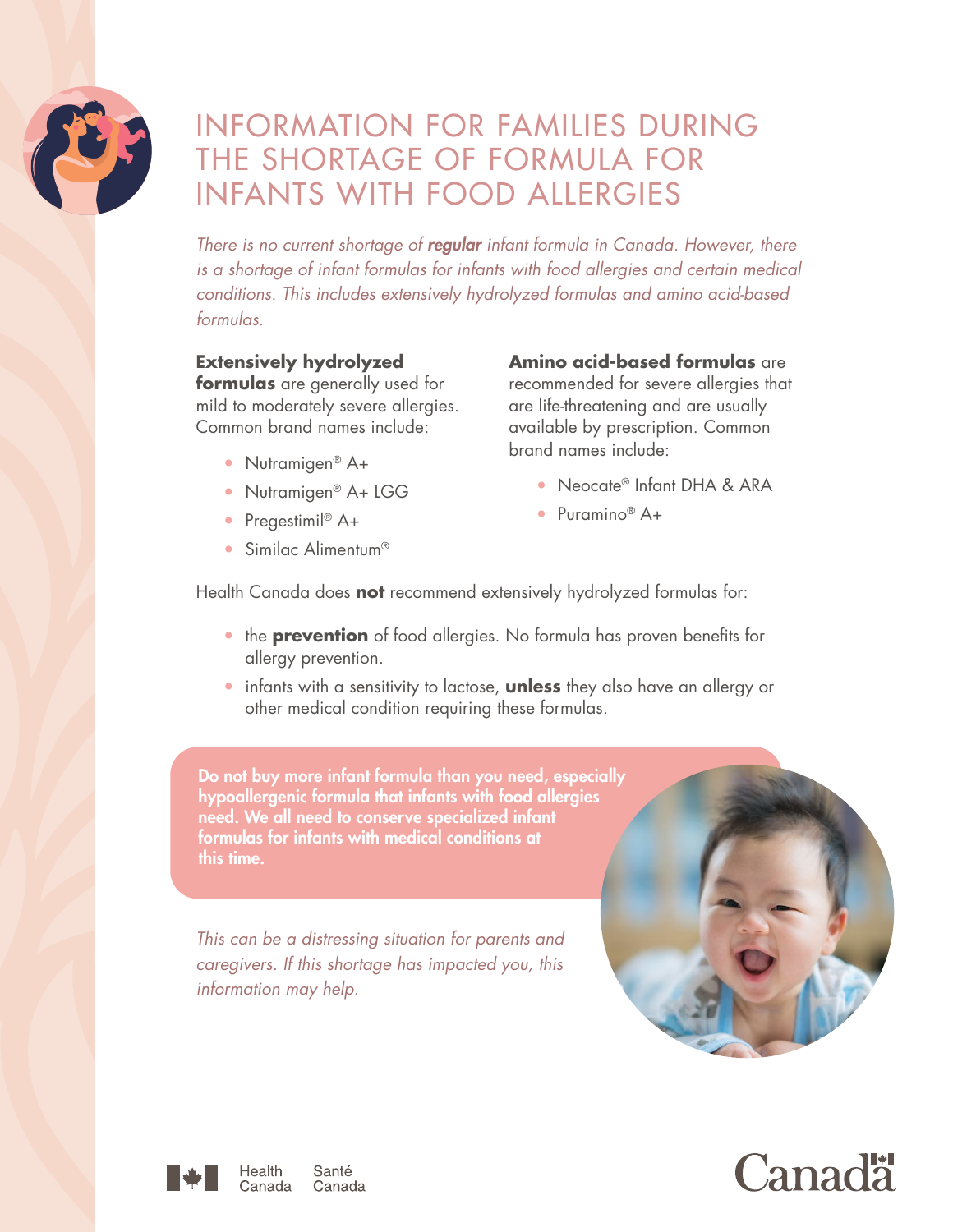# INFORMATION FOR FAMILIES DURING THE SHORTAGE OF FORMULA FOR INFANTS WITH FOOD ALLERGIES

*There is no current shortage of **regular** infant formula in Canada. However, there is a shortage of infant formulas for infants with food allergies and certain medical conditions. This includes extensively hydrolyzed formulas and amino acid-based formulas.*

**Extensively hydrolyzed formulas** are generally used for mild to moderately severe allergies. Common brand names include:

- Nutramigen® A+
- Nutramigen® A+ LGG
- Pregestimil® A+
- Similac Alimentum®

**Amino acid-based formulas** are recommended for severe allergies that are life-threatening and are usually available by prescription. Common brand names include:

- Neocate® Infant DHA & ARA
- Puramino® A+

Health Canada does **not** recommend extensively hydrolyzed formulas for:

- the **prevention** of food allergies. No formula has proven benefits for allergy prevention.
- infants with a sensitivity to lactose, **unless** they also have an allergy or other medical condition requiring these formulas.

**Do not buy more infant formula than you need, especially hypoallergenic formula that infants with food allergies need. We all need to conserve specialized infant formulas for infants with medical conditions at this time.**

*This can be a distressing situation for parents and caregivers. If this shortage has impacted you, this information may help.*

Health Canada Santé Canada

Canada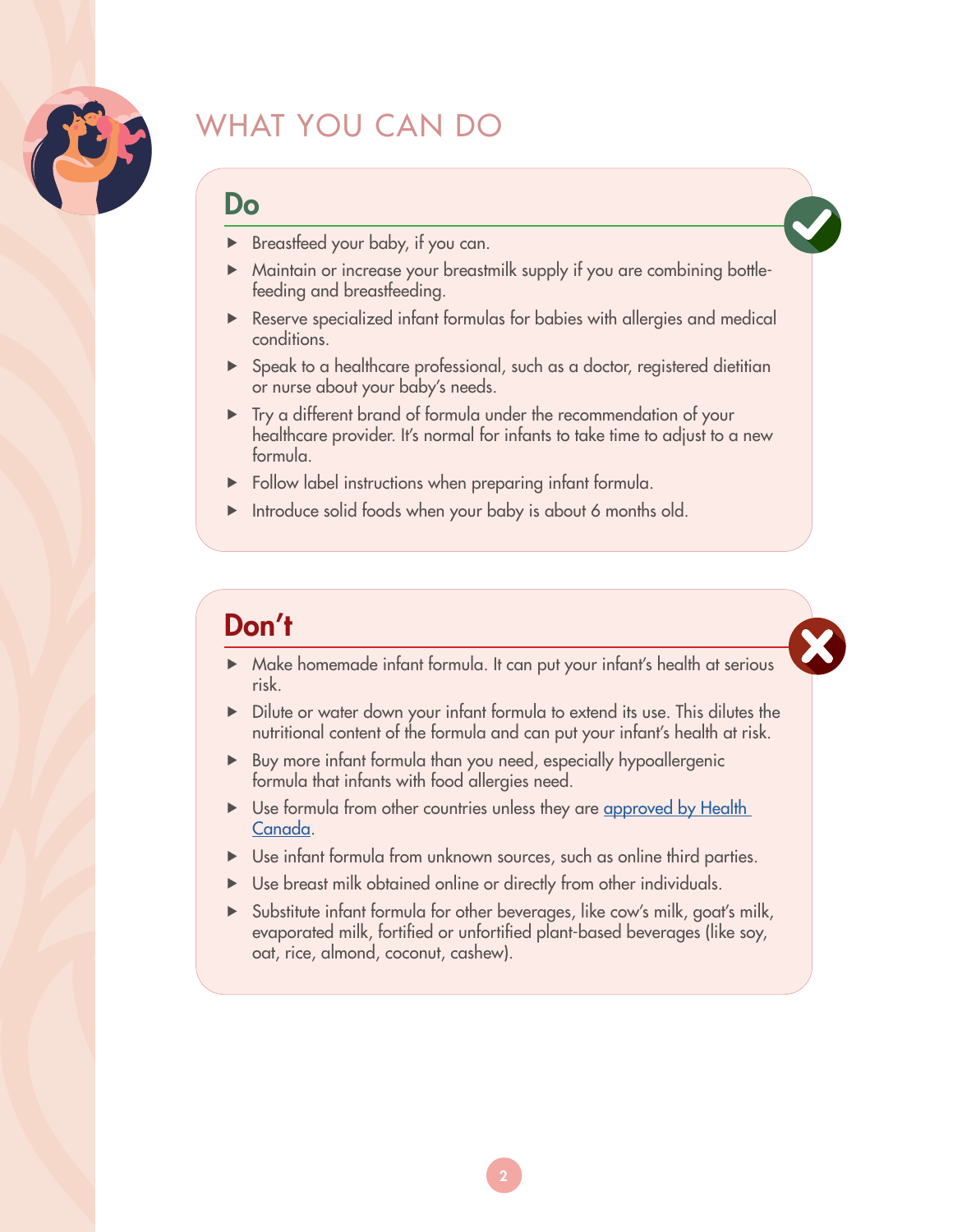# WHAT YOU CAN DO

## Do

- Breastfeed your baby, if you can.
- Maintain or increase your breastmilk supply if you are combining bottle-feeding and breastfeeding.
- Reserve specialized infant formulas for babies with allergies and medical conditions.
- Speak to a healthcare professional, such as a doctor, registered dietitian or nurse about your baby's needs.
- Try a different brand of formula under the recommendation of your healthcare provider. It's normal for infants to take time to adjust to a new formula.
- Follow label instructions when preparing infant formula.
- Introduce solid foods when your baby is about 6 months old.

## Don't

- Make homemade infant formula. It can put your infant's health at serious risk.
- Dilute or water down your infant formula to extend its use. This dilutes the nutritional content of the formula and can put your infant's health at risk.
- Buy more infant formula than you need, especially hypoallergenic formula that infants with food allergies need.
- Use formula from other countries unless they are approved by Health Canada.
- Use infant formula from unknown sources, such as online third parties.
- Use breast milk obtained online or directly from other individuals.
- Substitute infant formula for other beverages, like cow's milk, goat's milk, evaporated milk, fortified or unfortified plant-based beverages (like soy, oat, rice, almond, coconut, cashew).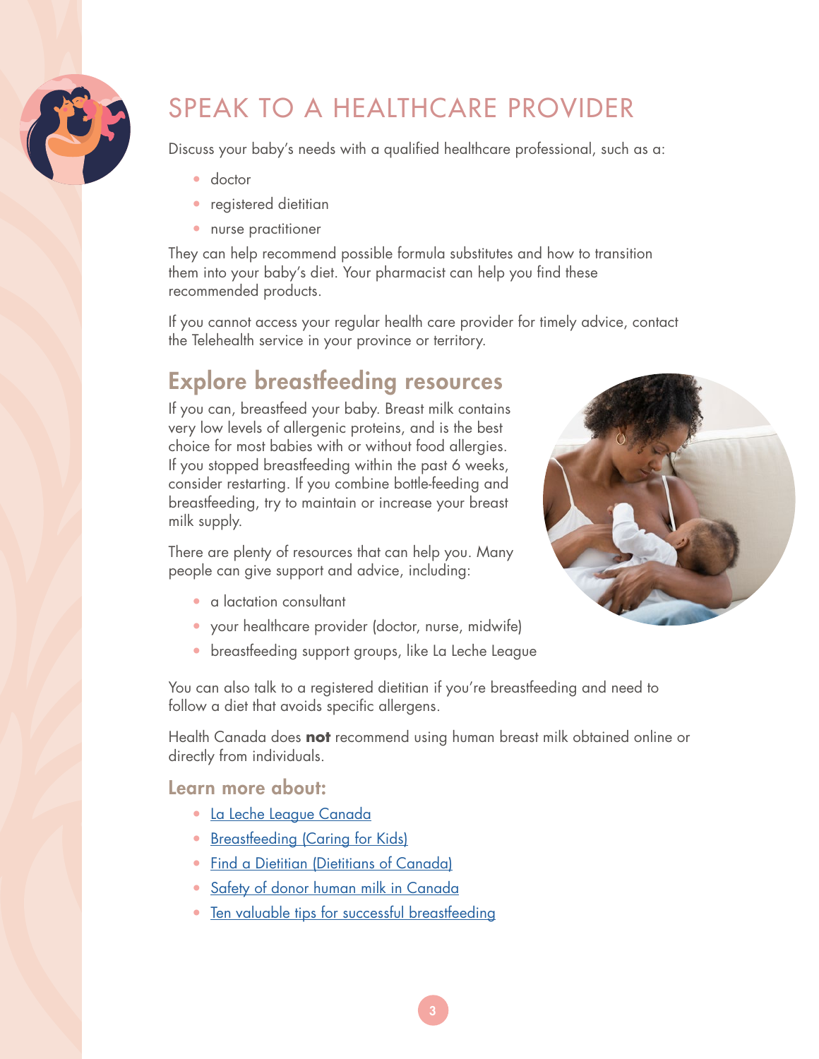# SPEAK TO A HEALTHCARE PROVIDER

Discuss your baby's needs with a qualified healthcare professional, such as a:

- doctor
- registered dietitian
- nurse practitioner

They can help recommend possible formula substitutes and how to transition them into your baby's diet. Your pharmacist can help you find these recommended products.

If you cannot access your regular health care provider for timely advice, contact the Telehealth service in your province or territory.

## Explore breastfeeding resources

If you can, breastfeed your baby. Breast milk contains very low levels of allergenic proteins, and is the best choice for most babies with or without food allergies. If you stopped breastfeeding within the past 6 weeks, consider restarting. If you combine bottle-feeding and breastfeeding, try to maintain or increase your breast milk supply.

There are plenty of resources that can help you. Many people can give support and advice, including:

- a lactation consultant
- your healthcare provider (doctor, nurse, midwife)
- breastfeeding support groups, like La Leche League

You can also talk to a registered dietitian if you're breastfeeding and need to follow a diet that avoids specific allergens.

Health Canada does **not** recommend using human breast milk obtained online or directly from individuals.

### Learn more about:

- La Leche League Canada
- Breastfeeding (Caring for Kids)
- Find a Dietitian (Dietitians of Canada)
- Safety of donor human milk in Canada
- Ten valuable tips for successful breastfeeding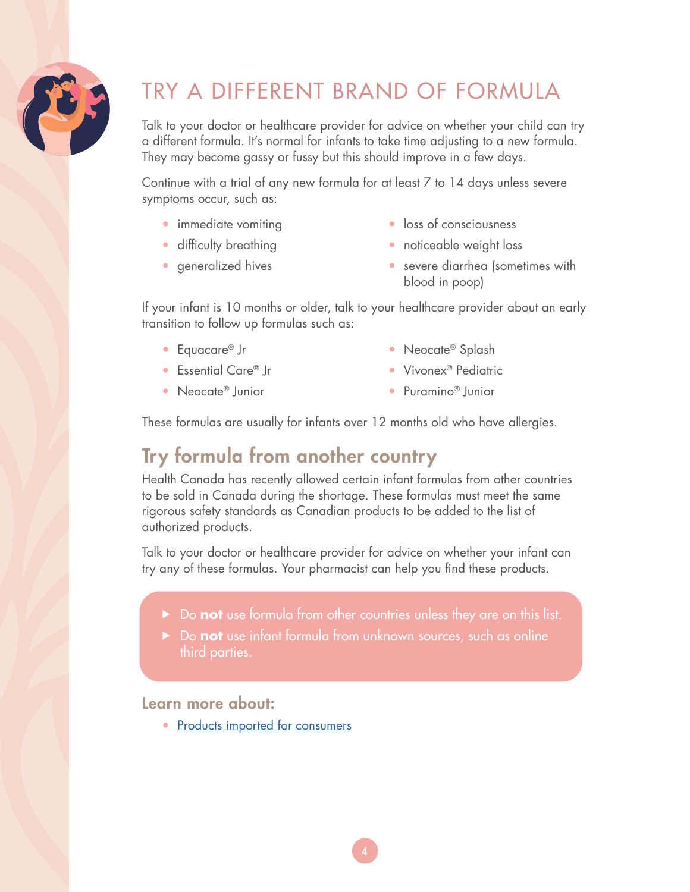# TRY A DIFFERENT BRAND OF FORMULA

Talk to your doctor or healthcare provider for advice on whether your child can try a different formula. It's normal for infants to take time adjusting to a new formula. They may become gassy or fussy but this should improve in a few days.

Continue with a trial of any new formula for at least 7 to 14 days unless severe symptoms occur, such as:

- immediate vomiting
- difficulty breathing
- generalized hives
- loss of consciousness
- noticeable weight loss
- severe diarrhea (sometimes with blood in poop)

If your infant is 10 months or older, talk to your healthcare provider about an early transition to follow up formulas such as:

- Equacare® Jr
- Essential Care® Jr
- Neocate® Junior
- Neocate® Splash
- Vivonex® Pediatric
- Puramino® Junior

These formulas are usually for infants over 12 months old who have allergies.

## Try formula from another country

Health Canada has recently allowed certain infant formulas from other countries to be sold in Canada during the shortage. These formulas must meet the same rigorous safety standards as Canadian products to be added to the list of authorized products.

Talk to your doctor or healthcare provider for advice on whether your infant can try any of these formulas. Your pharmacist can help you find these products.

- Do **not** use formula from other countries unless they are on this list.
- Do **not** use infant formula from unknown sources, such as online third parties.

### Learn more about:

- Products imported for consumers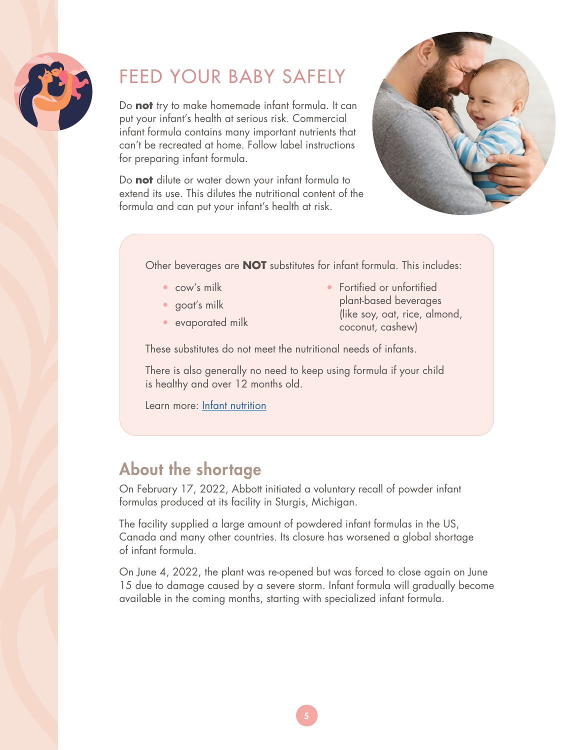# FEED YOUR BABY SAFELY

Do **not** try to make homemade infant formula. It can put your infant's health at serious risk. Commercial infant formula contains many important nutrients that can't be recreated at home. Follow label instructions for preparing infant formula.

Do **not** dilute or water down your infant formula to extend its use. This dilutes the nutritional content of the formula and can put your infant's health at risk.

Other beverages are **NOT** substitutes for infant formula. This includes:

- cow's milk
- goat's milk
- evaporated milk
- Fortified or unfortified plant-based beverages (like soy, oat, rice, almond, coconut, cashew)

These substitutes do not meet the nutritional needs of infants.

There is also generally no need to keep using formula if your child is healthy and over 12 months old.

Learn more: Infant nutrition

## About the shortage

On February 17, 2022, Abbott initiated a voluntary recall of powder infant formulas produced at its facility in Sturgis, Michigan.

The facility supplied a large amount of powdered infant formulas in the US, Canada and many other countries. Its closure has worsened a global shortage of infant formula.

On June 4, 2022, the plant was re-opened but was forced to close again on June 15 due to damage caused by a severe storm. Infant formula will gradually become available in the coming months, starting with specialized infant formula.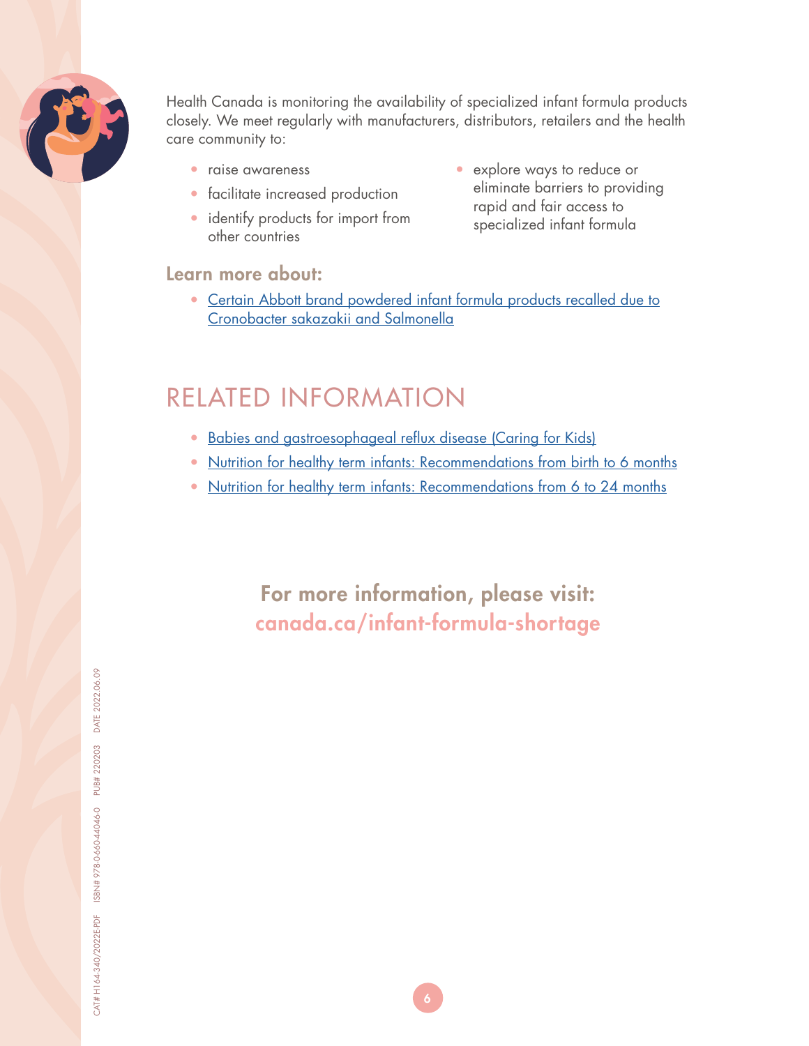Health Canada is monitoring the availability of specialized infant formula products closely. We meet regularly with manufacturers, distributors, retailers and the health care community to:

- raise awareness
- facilitate increased production
- identify products for import from other countries
- explore ways to reduce or eliminate barriers to providing rapid and fair access to specialized infant formula

### Learn more about:

- Certain Abbott brand powdered infant formula products recalled due to Cronobacter sakazakii and Salmonella

## RELATED INFORMATION

- Babies and gastroesophageal reflux disease (Caring for Kids)
- Nutrition for healthy term infants: Recommendations from birth to 6 months
- Nutrition for healthy term infants: Recommendations from 6 to 24 months

**For more information, please visit:**
**canada.ca/infant-formula-shortage**

CAT# H164-340/2022E-PDF ISBN# 978-0-660-44046-0 PUB# 220203 DATE 2022.06.09